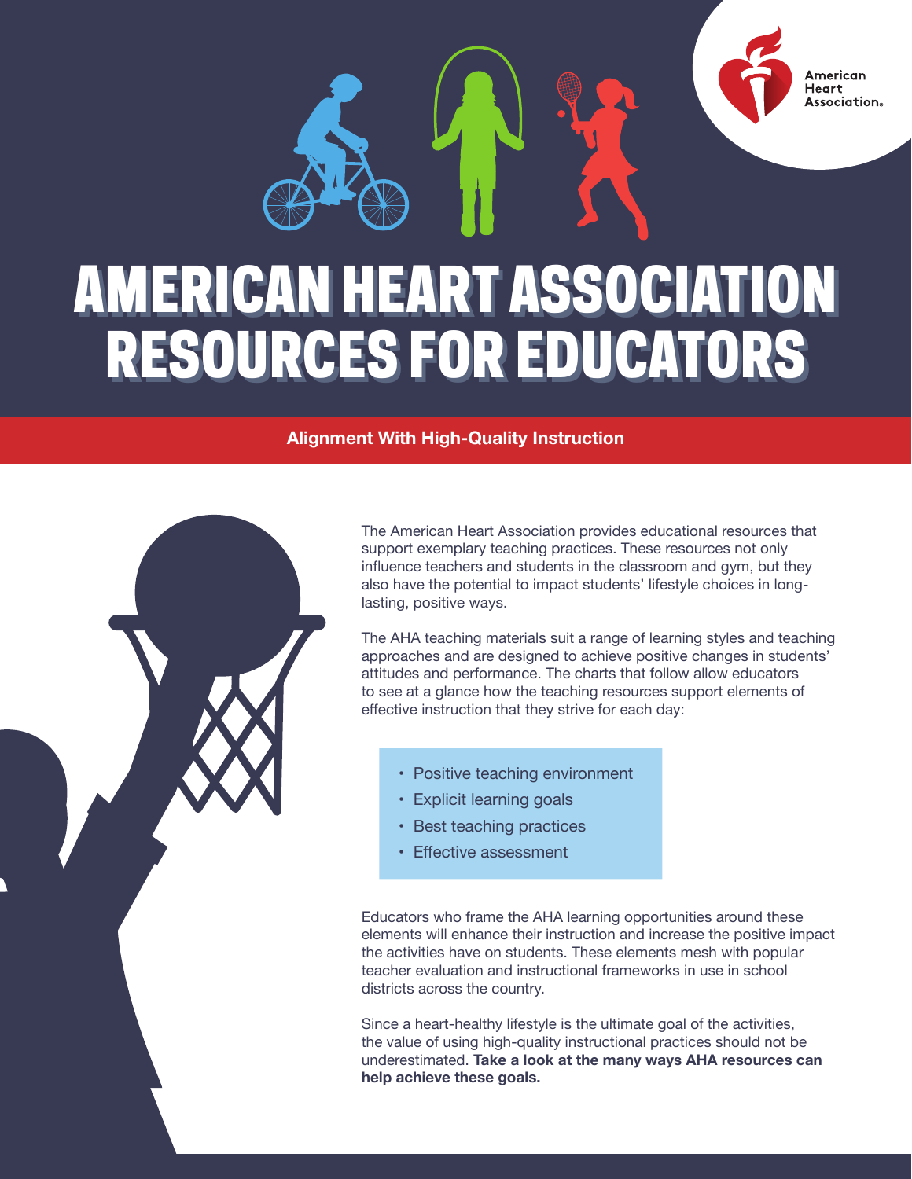# AMERICAN HEART ASSOCIATION RESOURCES FOR EDUCATORS

## Alignment With High-Quality Instruction

The American Heart Association provides educational resources that support exemplary teaching practices. These resources not only influence teachers and students in the classroom and gym, but they also have the potential to impact students' lifestyle choices in long-lasting, positive ways.

The AHA teaching materials suit a range of learning styles and teaching approaches and are designed to achieve positive changes in students' attitudes and performance. The charts that follow allow educators to see at a glance how the teaching resources support elements of effective instruction that they strive for each day:

- Positive teaching environment
- Explicit learning goals
- Best teaching practices
- Effective assessment

Educators who frame the AHA learning opportunities around these elements will enhance their instruction and increase the positive impact the activities have on students. These elements mesh with popular teacher evaluation and instructional frameworks in use in school districts across the country.

Since a heart-healthy lifestyle is the ultimate goal of the activities, the value of using high-quality instructional practices should not be underestimated. **Take a look at the many ways AHA resources can help achieve these goals.**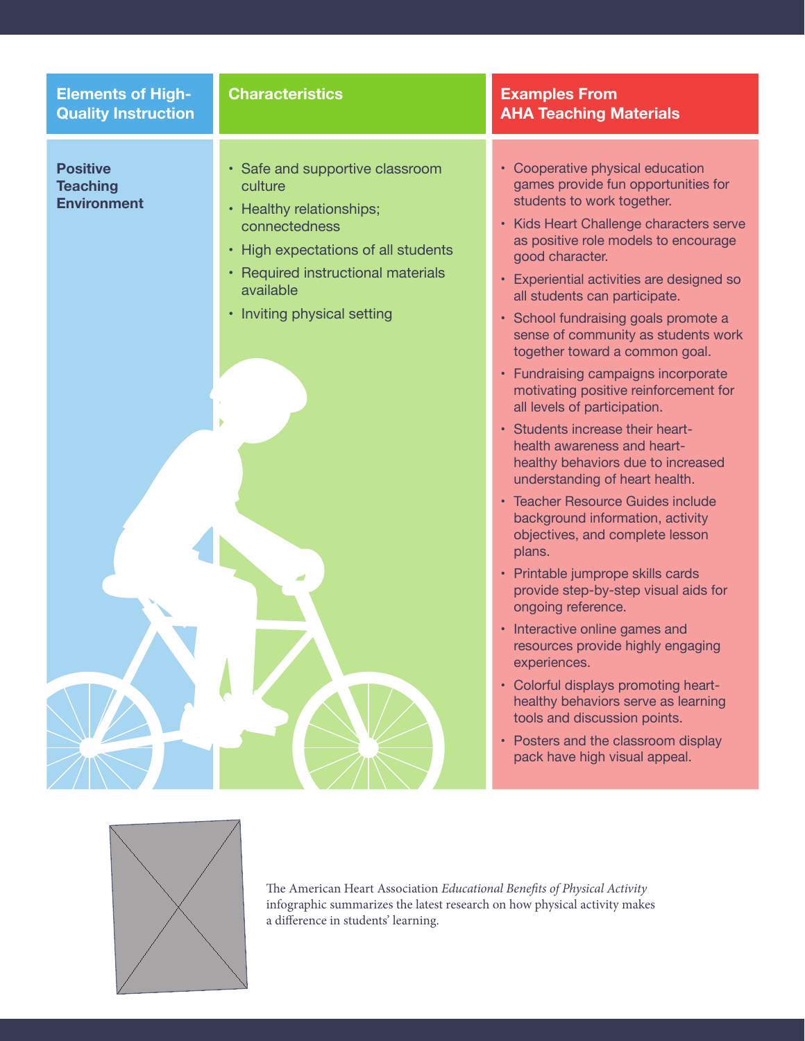| Elements of High-Quality Instruction | Characteristics | Examples From AHA Teaching Materials |
|---|---|---|
| **Positive Teaching Environment** | • Safe and supportive classroom culture<br>• Healthy relationships; connectedness<br>• High expectations of all students<br>• Required instructional materials available<br>• Inviting physical setting | • Cooperative physical education games provide fun opportunities for students to work together.<br>• Kids Heart Challenge characters serve as positive role models to encourage good character.<br>• Experiential activities are designed so all students can participate.<br>• School fundraising goals promote a sense of community as students work together toward a common goal.<br>• Fundraising campaigns incorporate motivating positive reinforcement for all levels of participation.<br>• Students increase their heart-health awareness and heart-healthy behaviors due to increased understanding of heart health.<br>• Teacher Resource Guides include background information, activity objectives, and complete lesson plans.<br>• Printable jumprope skills cards provide step-by-step visual aids for ongoing reference.<br>• Interactive online games and resources provide highly engaging experiences.<br>• Colorful displays promoting heart-healthy behaviors serve as learning tools and discussion points.<br>• Posters and the classroom display pack have high visual appeal. |

The American Heart Association *Educational Benefits of Physical Activity* infographic summarizes the latest research on how physical activity makes a difference in students' learning.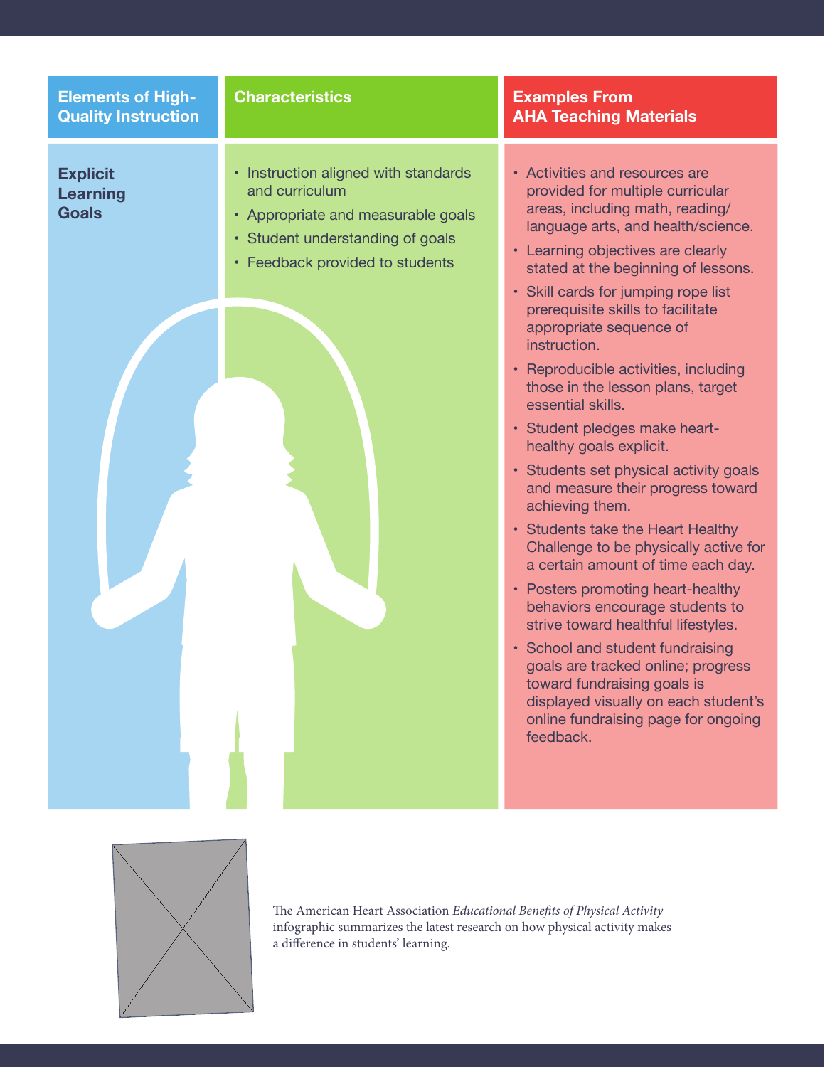| Elements of High-Quality Instruction | Characteristics | Examples From AHA Teaching Materials |
| --- | --- | --- |
| **Explicit Learning Goals** | • Instruction aligned with standards and curriculum<br>• Appropriate and measurable goals<br>• Student understanding of goals<br>• Feedback provided to students | • Activities and resources are provided for multiple curricular areas, including math, reading/language arts, and health/science.<br>• Learning objectives are clearly stated at the beginning of lessons.<br>• Skill cards for jumping rope list prerequisite skills to facilitate appropriate sequence of instruction.<br>• Reproducible activities, including those in the lesson plans, target essential skills.<br>• Student pledges make heart-healthy goals explicit.<br>• Students set physical activity goals and measure their progress toward achieving them.<br>• Students take the Heart Healthy Challenge to be physically active for a certain amount of time each day.<br>• Posters promoting heart-healthy behaviors encourage students to strive toward healthful lifestyles.<br>• School and student fundraising goals are tracked online; progress toward fundraising goals is displayed visually on each student's online fundraising page for ongoing feedback. |

The American Heart Association *Educational Benefits of Physical Activity* infographic summarizes the latest research on how physical activity makes a difference in students' learning.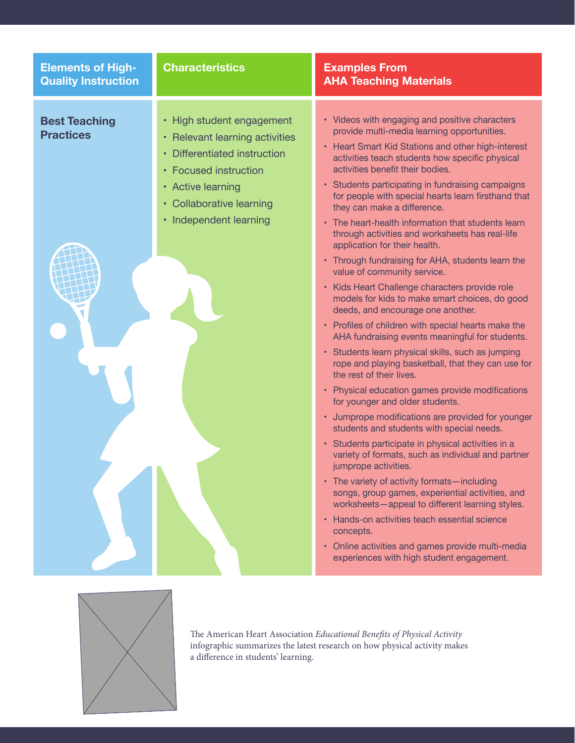| Elements of High-Quality Instruction | Characteristics | Examples From AHA Teaching Materials |
| --- | --- | --- |
| **Best Teaching Practices** | • High student engagement<br>• Relevant learning activities<br>• Differentiated instruction<br>• Focused instruction<br>• Active learning<br>• Collaborative learning<br>• Independent learning | • Videos with engaging and positive characters provide multi-media learning opportunities.<br>• Heart Smart Kid Stations and other high-interest activities teach students how specific physical activities benefit their bodies.<br>• Students participating in fundraising campaigns for people with special hearts learn firsthand that they can make a difference.<br>• The heart-health information that students learn through activities and worksheets has real-life application for their health.<br>• Through fundraising for AHA, students learn the value of community service.<br>• Kids Heart Challenge characters provide role models for kids to make smart choices, do good deeds, and encourage one another.<br>• Profiles of children with special hearts make the AHA fundraising events meaningful for students.<br>• Students learn physical skills, such as jumping rope and playing basketball, that they can use for the rest of their lives.<br>• Physical education games provide modifications for younger and older students.<br>• Jumprope modifications are provided for younger students and students with special needs.<br>• Students participate in physical activities in a variety of formats, such as individual and partner jumprope activities.<br>• The variety of activity formats—including songs, group games, experiential activities, and worksheets—appeal to different learning styles.<br>• Hands-on activities teach essential science concepts.<br>• Online activities and games provide multi-media experiences with high student engagement. |

The American Heart Association *Educational Benefits of Physical Activity* infographic summarizes the latest research on how physical activity makes a difference in students' learning.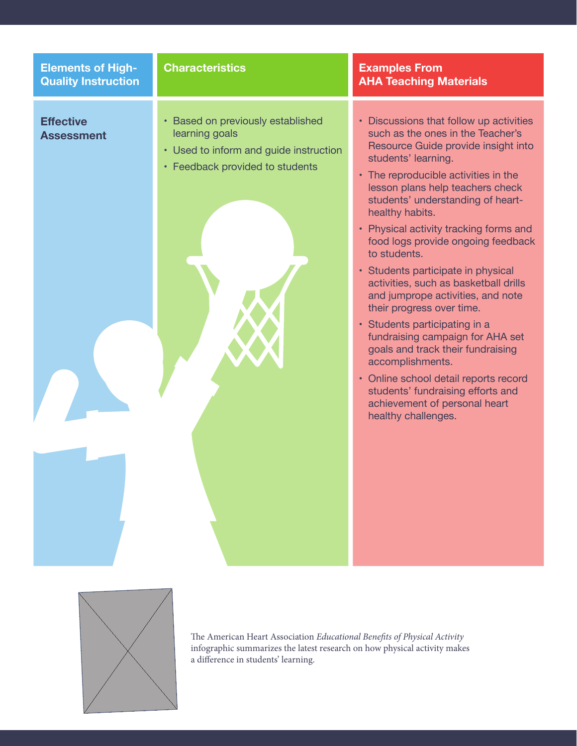| Elements of High-Quality Instruction | Characteristics | Examples From AHA Teaching Materials |
| --- | --- | --- |
| **Effective Assessment** | • Based on previously established learning goals<br>• Used to inform and guide instruction<br>• Feedback provided to students | • Discussions that follow up activities such as the ones in the Teacher's Resource Guide provide insight into students' learning.<br>• The reproducible activities in the lesson plans help teachers check students' understanding of heart-healthy habits.<br>• Physical activity tracking forms and food logs provide ongoing feedback to students.<br>• Students participate in physical activities, such as basketball drills and jumprope activities, and note their progress over time.<br>• Students participating in a fundraising campaign for AHA set goals and track their fundraising accomplishments.<br>• Online school detail reports record students' fundraising efforts and achievement of personal heart healthy challenges. |

The American Heart Association *Educational Benefits of Physical Activity* infographic summarizes the latest research on how physical activity makes a difference in students' learning.